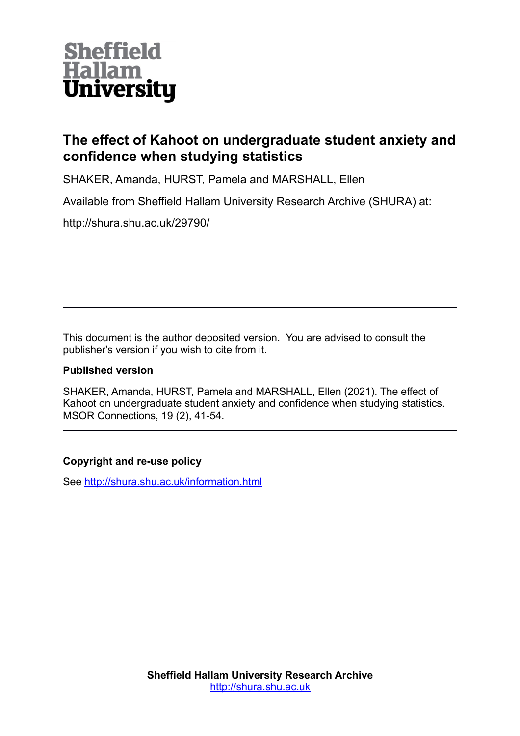**Sheffield Hallam University**

# The effect of Kahoot on undergraduate student anxiety and confidence when studying statistics

SHAKER, Amanda, HURST, Pamela and MARSHALL, Ellen

Available from Sheffield Hallam University Research Archive (SHURA) at:

http://shura.shu.ac.uk/29790/

---

This document is the author deposited version. You are advised to consult the publisher's version if you wish to cite from it.

**Published version**

SHAKER, Amanda, HURST, Pamela and MARSHALL, Ellen (2021). The effect of Kahoot on undergraduate student anxiety and confidence when studying statistics. MSOR Connections, 19 (2), 41-54.

---

**Copyright and re-use policy**

See [http://shura.shu.ac.uk/information.html](http://shura.shu.ac.uk/information.html)

**Sheffield Hallam University Research Archive**
[http://shura.shu.ac.uk](http://shura.shu.ac.uk)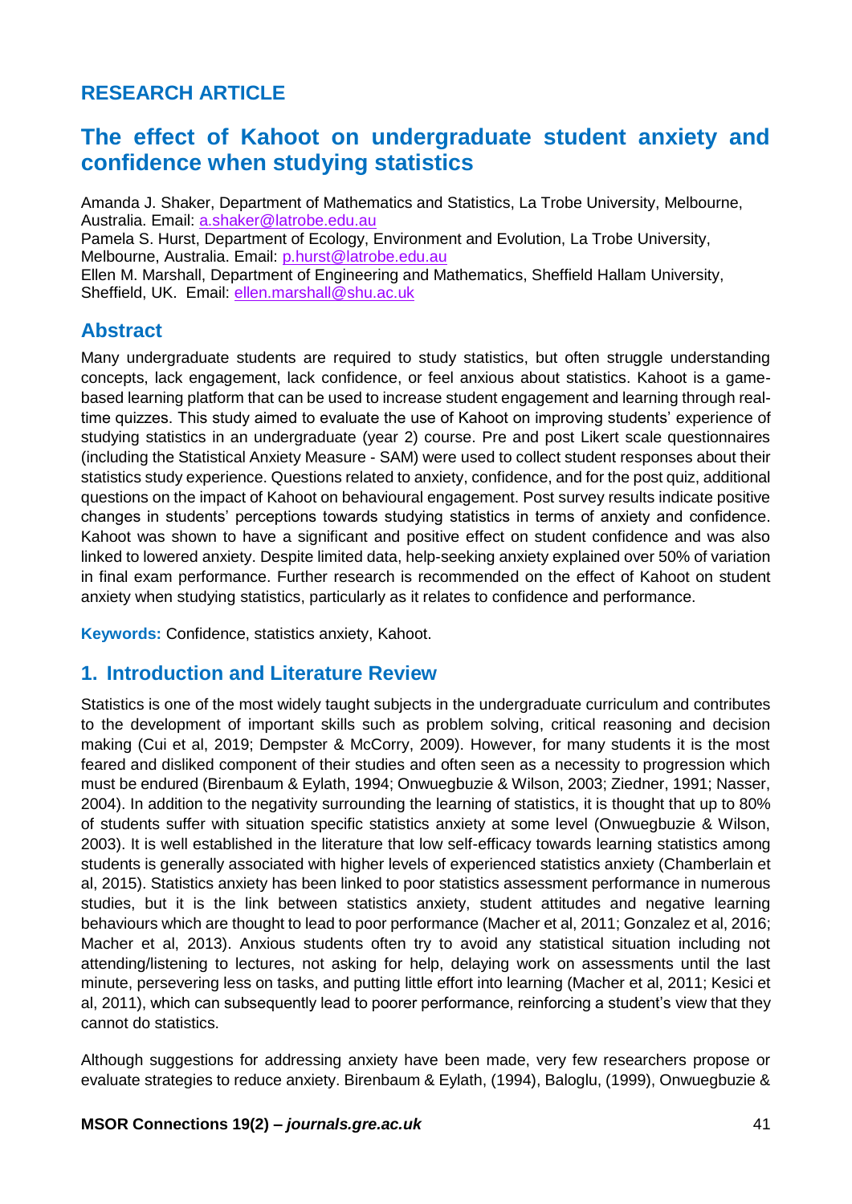## RESEARCH ARTICLE

# The effect of Kahoot on undergraduate student anxiety and confidence when studying statistics

Amanda J. Shaker, Department of Mathematics and Statistics, La Trobe University, Melbourne, Australia. Email: a.shaker@latrobe.edu.au
Pamela S. Hurst, Department of Ecology, Environment and Evolution, La Trobe University, Melbourne, Australia. Email: p.hurst@latrobe.edu.au
Ellen M. Marshall, Department of Engineering and Mathematics, Sheffield Hallam University, Sheffield, UK. Email: ellen.marshall@shu.ac.uk

## Abstract

Many undergraduate students are required to study statistics, but often struggle understanding concepts, lack engagement, lack confidence, or feel anxious about statistics. Kahoot is a game-based learning platform that can be used to increase student engagement and learning through real-time quizzes. This study aimed to evaluate the use of Kahoot on improving students' experience of studying statistics in an undergraduate (year 2) course. Pre and post Likert scale questionnaires (including the Statistical Anxiety Measure - SAM) were used to collect student responses about their statistics study experience. Questions related to anxiety, confidence, and for the post quiz, additional questions on the impact of Kahoot on behavioural engagement. Post survey results indicate positive changes in students' perceptions towards studying statistics in terms of anxiety and confidence. Kahoot was shown to have a significant and positive effect on student confidence and was also linked to lowered anxiety. Despite limited data, help-seeking anxiety explained over 50% of variation in final exam performance. Further research is recommended on the effect of Kahoot on student anxiety when studying statistics, particularly as it relates to confidence and performance.

**Keywords:** Confidence, statistics anxiety, Kahoot.

## 1. Introduction and Literature Review

Statistics is one of the most widely taught subjects in the undergraduate curriculum and contributes to the development of important skills such as problem solving, critical reasoning and decision making (Cui et al, 2019; Dempster & McCorry, 2009). However, for many students it is the most feared and disliked component of their studies and often seen as a necessity to progression which must be endured (Birenbaum & Eylath, 1994; Onwuegbuzie & Wilson, 2003; Ziedner, 1991; Nasser, 2004). In addition to the negativity surrounding the learning of statistics, it is thought that up to 80% of students suffer with situation specific statistics anxiety at some level (Onwuegbuzie & Wilson, 2003). It is well established in the literature that low self-efficacy towards learning statistics among students is generally associated with higher levels of experienced statistics anxiety (Chamberlain et al, 2015). Statistics anxiety has been linked to poor statistics assessment performance in numerous studies, but it is the link between statistics anxiety, student attitudes and negative learning behaviours which are thought to lead to poor performance (Macher et al, 2011; Gonzalez et al, 2016; Macher et al, 2013). Anxious students often try to avoid any statistical situation including not attending/listening to lectures, not asking for help, delaying work on assessments until the last minute, persevering less on tasks, and putting little effort into learning (Macher et al, 2011; Kesici et al, 2011), which can subsequently lead to poorer performance, reinforcing a student's view that they cannot do statistics.

Although suggestions for addressing anxiety have been made, very few researchers propose or evaluate strategies to reduce anxiety. Birenbaum & Eylath, (1994), Baloglu, (1999), Onwuegbuzie &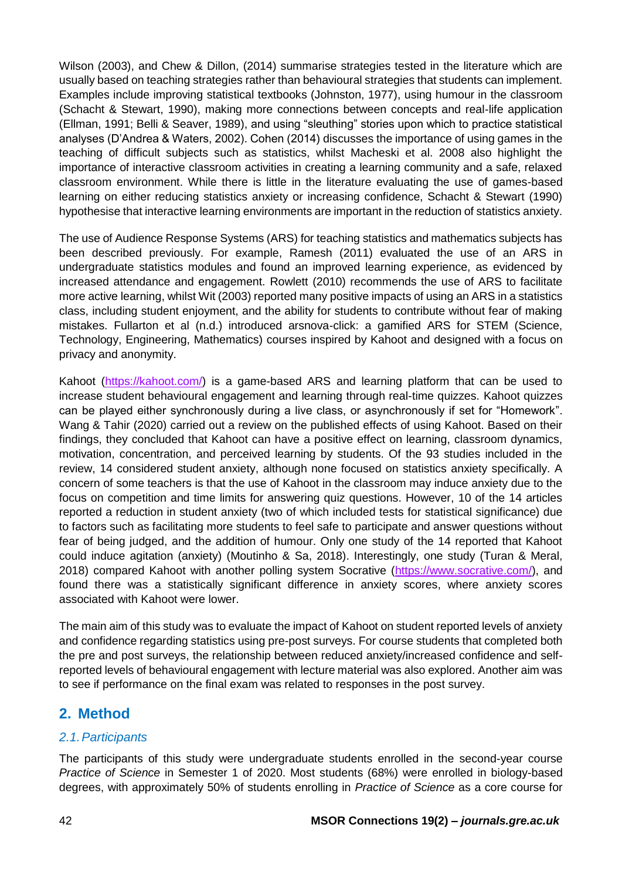Wilson (2003), and Chew & Dillon, (2014) summarise strategies tested in the literature which are usually based on teaching strategies rather than behavioural strategies that students can implement. Examples include improving statistical textbooks (Johnston, 1977), using humour in the classroom (Schacht & Stewart, 1990), making more connections between concepts and real-life application (Ellman, 1991; Belli & Seaver, 1989), and using "sleuthing" stories upon which to practice statistical analyses (D'Andrea & Waters, 2002). Cohen (2014) discusses the importance of using games in the teaching of difficult subjects such as statistics, whilst Macheski et al. 2008 also highlight the importance of interactive classroom activities in creating a learning community and a safe, relaxed classroom environment. While there is little in the literature evaluating the use of games-based learning on either reducing statistics anxiety or increasing confidence, Schacht & Stewart (1990) hypothesise that interactive learning environments are important in the reduction of statistics anxiety.

The use of Audience Response Systems (ARS) for teaching statistics and mathematics subjects has been described previously. For example, Ramesh (2011) evaluated the use of an ARS in undergraduate statistics modules and found an improved learning experience, as evidenced by increased attendance and engagement. Rowlett (2010) recommends the use of ARS to facilitate more active learning, whilst Wit (2003) reported many positive impacts of using an ARS in a statistics class, including student enjoyment, and the ability for students to contribute without fear of making mistakes. Fullarton et al (n.d.) introduced arsnova-click: a gamified ARS for STEM (Science, Technology, Engineering, Mathematics) courses inspired by Kahoot and designed with a focus on privacy and anonymity.

Kahoot (https://kahoot.com/) is a game-based ARS and learning platform that can be used to increase student behavioural engagement and learning through real-time quizzes. Kahoot quizzes can be played either synchronously during a live class, or asynchronously if set for "Homework". Wang & Tahir (2020) carried out a review on the published effects of using Kahoot. Based on their findings, they concluded that Kahoot can have a positive effect on learning, classroom dynamics, motivation, concentration, and perceived learning by students. Of the 93 studies included in the review, 14 considered student anxiety, although none focused on statistics anxiety specifically. A concern of some teachers is that the use of Kahoot in the classroom may induce anxiety due to the focus on competition and time limits for answering quiz questions. However, 10 of the 14 articles reported a reduction in student anxiety (two of which included tests for statistical significance) due to factors such as facilitating more students to feel safe to participate and answer questions without fear of being judged, and the addition of humour. Only one study of the 14 reported that Kahoot could induce agitation (anxiety) (Moutinho & Sa, 2018). Interestingly, one study (Turan & Meral, 2018) compared Kahoot with another polling system Socrative (https://www.socrative.com/), and found there was a statistically significant difference in anxiety scores, where anxiety scores associated with Kahoot were lower.

The main aim of this study was to evaluate the impact of Kahoot on student reported levels of anxiety and confidence regarding statistics using pre-post surveys. For course students that completed both the pre and post surveys, the relationship between reduced anxiety/increased confidence and self-reported levels of behavioural engagement with lecture material was also explored. Another aim was to see if performance on the final exam was related to responses in the post survey.

## 2. Method

### *2.1. Participants*

The participants of this study were undergraduate students enrolled in the second-year course *Practice of Science* in Semester 1 of 2020. Most students (68%) were enrolled in biology-based degrees, with approximately 50% of students enrolling in *Practice of Science* as a core course for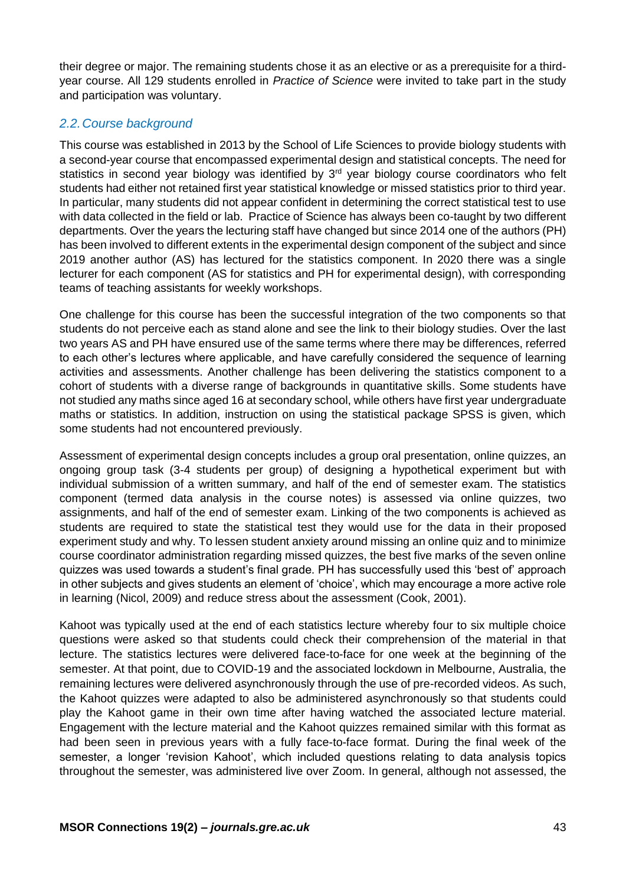their degree or major. The remaining students chose it as an elective or as a prerequisite for a third-year course. All 129 students enrolled in *Practice of Science* were invited to take part in the study and participation was voluntary.

### *2.2. Course background*

This course was established in 2013 by the School of Life Sciences to provide biology students with a second-year course that encompassed experimental design and statistical concepts. The need for statistics in second year biology was identified by 3rd year biology course coordinators who felt students had either not retained first year statistical knowledge or missed statistics prior to third year. In particular, many students did not appear confident in determining the correct statistical test to use with data collected in the field or lab. Practice of Science has always been co-taught by two different departments. Over the years the lecturing staff have changed but since 2014 one of the authors (PH) has been involved to different extents in the experimental design component of the subject and since 2019 another author (AS) has lectured for the statistics component. In 2020 there was a single lecturer for each component (AS for statistics and PH for experimental design), with corresponding teams of teaching assistants for weekly workshops.

One challenge for this course has been the successful integration of the two components so that students do not perceive each as stand alone and see the link to their biology studies. Over the last two years AS and PH have ensured use of the same terms where there may be differences, referred to each other's lectures where applicable, and have carefully considered the sequence of learning activities and assessments. Another challenge has been delivering the statistics component to a cohort of students with a diverse range of backgrounds in quantitative skills. Some students have not studied any maths since aged 16 at secondary school, while others have first year undergraduate maths or statistics. In addition, instruction on using the statistical package SPSS is given, which some students had not encountered previously.

Assessment of experimental design concepts includes a group oral presentation, online quizzes, an ongoing group task (3-4 students per group) of designing a hypothetical experiment but with individual submission of a written summary, and half of the end of semester exam. The statistics component (termed data analysis in the course notes) is assessed via online quizzes, two assignments, and half of the end of semester exam. Linking of the two components is achieved as students are required to state the statistical test they would use for the data in their proposed experiment study and why. To lessen student anxiety around missing an online quiz and to minimize course coordinator administration regarding missed quizzes, the best five marks of the seven online quizzes was used towards a student's final grade. PH has successfully used this 'best of' approach in other subjects and gives students an element of 'choice', which may encourage a more active role in learning (Nicol, 2009) and reduce stress about the assessment (Cook, 2001).

Kahoot was typically used at the end of each statistics lecture whereby four to six multiple choice questions were asked so that students could check their comprehension of the material in that lecture. The statistics lectures were delivered face-to-face for one week at the beginning of the semester. At that point, due to COVID-19 and the associated lockdown in Melbourne, Australia, the remaining lectures were delivered asynchronously through the use of pre-recorded videos. As such, the Kahoot quizzes were adapted to also be administered asynchronously so that students could play the Kahoot game in their own time after having watched the associated lecture material. Engagement with the lecture material and the Kahoot quizzes remained similar with this format as had been seen in previous years with a fully face-to-face format. During the final week of the semester, a longer 'revision Kahoot', which included questions relating to data analysis topics throughout the semester, was administered live over Zoom. In general, although not assessed, the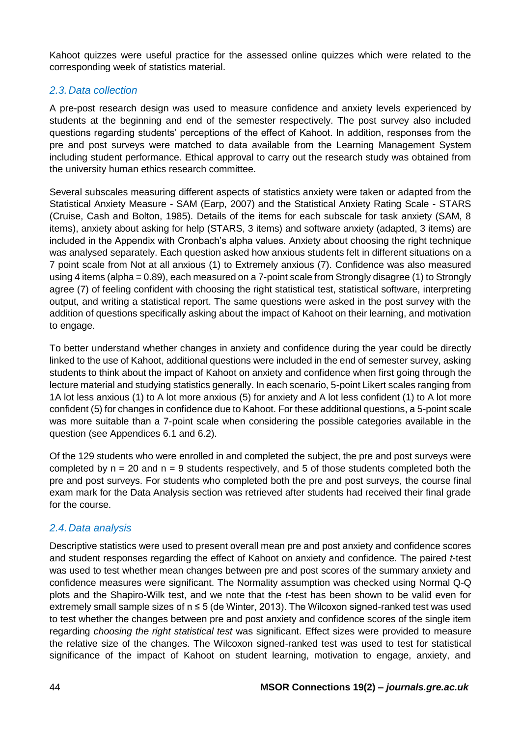Kahoot quizzes were useful practice for the assessed online quizzes which were related to the corresponding week of statistics material.

### *2.3. Data collection*

A pre-post research design was used to measure confidence and anxiety levels experienced by students at the beginning and end of the semester respectively. The post survey also included questions regarding students' perceptions of the effect of Kahoot. In addition, responses from the pre and post surveys were matched to data available from the Learning Management System including student performance. Ethical approval to carry out the research study was obtained from the university human ethics research committee.

Several subscales measuring different aspects of statistics anxiety were taken or adapted from the Statistical Anxiety Measure - SAM (Earp, 2007) and the Statistical Anxiety Rating Scale - STARS (Cruise, Cash and Bolton, 1985). Details of the items for each subscale for task anxiety (SAM, 8 items), anxiety about asking for help (STARS, 3 items) and software anxiety (adapted, 3 items) are included in the Appendix with Cronbach's alpha values. Anxiety about choosing the right technique was analysed separately. Each question asked how anxious students felt in different situations on a 7 point scale from Not at all anxious (1) to Extremely anxious (7). Confidence was also measured using 4 items (alpha = 0.89), each measured on a 7-point scale from Strongly disagree (1) to Strongly agree (7) of feeling confident with choosing the right statistical test, statistical software, interpreting output, and writing a statistical report. The same questions were asked in the post survey with the addition of questions specifically asking about the impact of Kahoot on their learning, and motivation to engage.

To better understand whether changes in anxiety and confidence during the year could be directly linked to the use of Kahoot, additional questions were included in the end of semester survey, asking students to think about the impact of Kahoot on anxiety and confidence when first going through the lecture material and studying statistics generally. In each scenario, 5-point Likert scales ranging from 1A lot less anxious (1) to A lot more anxious (5) for anxiety and A lot less confident (1) to A lot more confident (5) for changes in confidence due to Kahoot. For these additional questions, a 5-point scale was more suitable than a 7-point scale when considering the possible categories available in the question (see Appendices 6.1 and 6.2).

Of the 129 students who were enrolled in and completed the subject, the pre and post surveys were completed by $n = 20$ and $n = 9$ students respectively, and 5 of those students completed both the pre and post surveys. For students who completed both the pre and post surveys, the course final exam mark for the Data Analysis section was retrieved after students had received their final grade for the course.

### *2.4. Data analysis*

Descriptive statistics were used to present overall mean pre and post anxiety and confidence scores and student responses regarding the effect of Kahoot on anxiety and confidence. The paired *t*-test was used to test whether mean changes between pre and post scores of the summary anxiety and confidence measures were significant. The Normality assumption was checked using Normal Q-Q plots and the Shapiro-Wilk test, and we note that the *t*-test has been shown to be valid even for extremely small sample sizes of $n \le 5$ (de Winter, 2013). The Wilcoxon signed-ranked test was used to test whether the changes between pre and post anxiety and confidence scores of the single item regarding *choosing the right statistical test* was significant. Effect sizes were provided to measure the relative size of the changes. The Wilcoxon signed-ranked test was used to test for statistical significance of the impact of Kahoot on student learning, motivation to engage, anxiety, and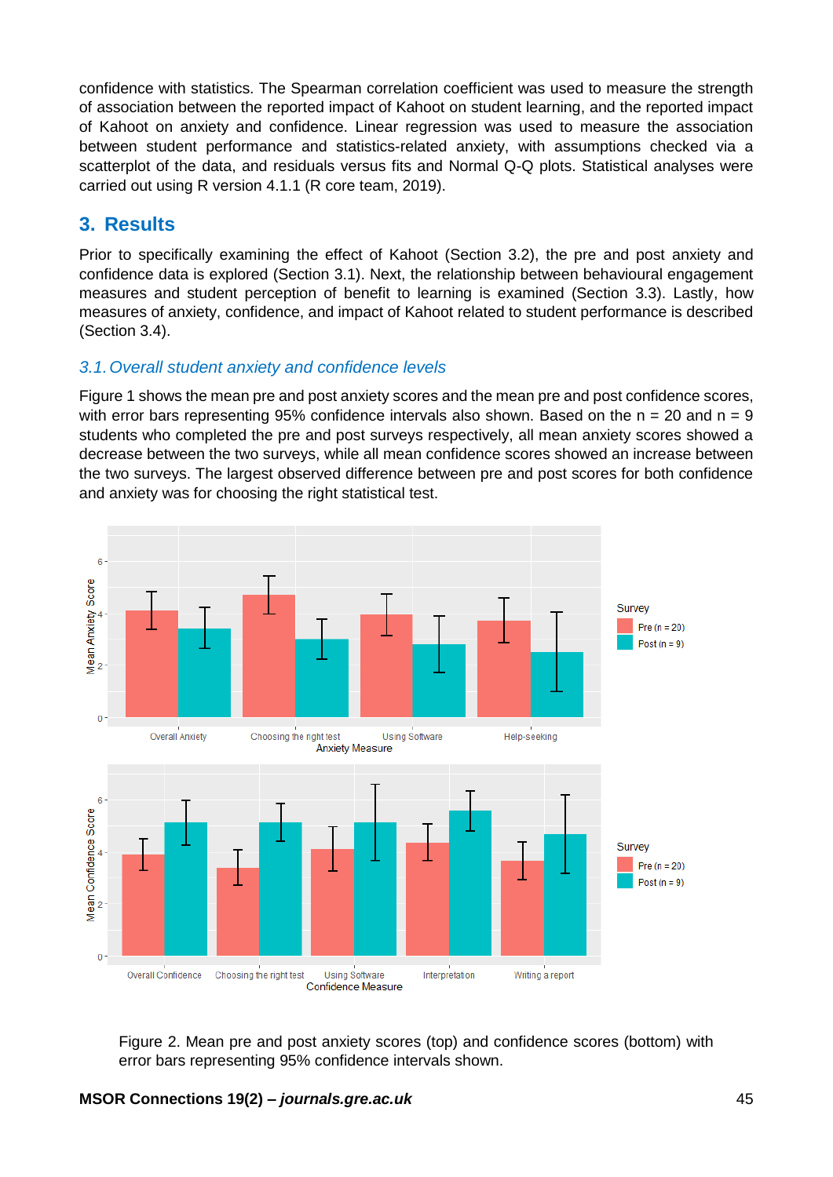confidence with statistics. The Spearman correlation coefficient was used to measure the strength of association between the reported impact of Kahoot on student learning, and the reported impact of Kahoot on anxiety and confidence. Linear regression was used to measure the association between student performance and statistics-related anxiety, with assumptions checked via a scatterplot of the data, and residuals versus fits and Normal Q-Q plots. Statistical analyses were carried out using R version 4.1.1 (R core team, 2019).

## 3. Results

Prior to specifically examining the effect of Kahoot (Section 3.2), the pre and post anxiety and confidence data is explored (Section 3.1). Next, the relationship between behavioural engagement measures and student perception of benefit to learning is examined (Section 3.3). Lastly, how measures of anxiety, confidence, and impact of Kahoot related to student performance is described (Section 3.4).

### *3.1. Overall student anxiety and confidence levels*

Figure 1 shows the mean pre and post anxiety scores and the mean pre and post confidence scores, with error bars representing 95% confidence intervals also shown. Based on the n = 20 and n = 9 students who completed the pre and post surveys respectively, all mean anxiety scores showed a decrease between the two surveys, while all mean confidence scores showed an increase between the two surveys. The largest observed difference between pre and post scores for both confidence and anxiety was for choosing the right statistical test.

Figure 2. Mean pre and post anxiety scores (top) and confidence scores (bottom) with error bars representing 95% confidence intervals shown.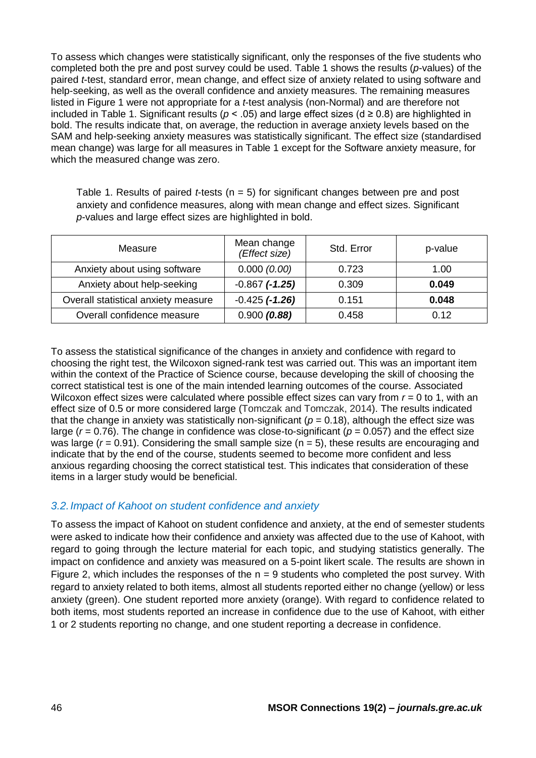To assess which changes were statistically significant, only the responses of the five students who completed both the pre and post survey could be used. Table 1 shows the results (*p*-values) of the paired *t*-test, standard error, mean change, and effect size of anxiety related to using software and help-seeking, as well as the overall confidence and anxiety measures. The remaining measures listed in Figure 1 were not appropriate for a *t*-test analysis (non-Normal) and are therefore not included in Table 1. Significant results ($p < .05$) and large effect sizes ($d \geq 0.8$) are highlighted in bold. The results indicate that, on average, the reduction in average anxiety levels based on the SAM and help-seeking anxiety measures was statistically significant. The effect size (standardised mean change) was large for all measures in Table 1 except for the Software anxiety measure, for which the measured change was zero.

Table 1. Results of paired *t*-tests (n = 5) for significant changes between pre and post anxiety and confidence measures, along with mean change and effect sizes. Significant *p*-values and large effect sizes are highlighted in bold.

| Measure | Mean change *(Effect size)* | Std. Error | p-value |
|---|---|---|---|
| Anxiety about using software | 0.000 *(0.00)* | 0.723 | 1.00 |
| Anxiety about help-seeking | -0.867 ***(-1.25)*** | 0.309 | **0.049** |
| Overall statistical anxiety measure | -0.425 ***(-1.26)*** | 0.151 | **0.048** |
| Overall confidence measure | 0.900 ***(0.88)*** | 0.458 | 0.12 |

To assess the statistical significance of the changes in anxiety and confidence with regard to choosing the right test, the Wilcoxon signed-rank test was carried out. This was an important item within the context of the Practice of Science course, because developing the skill of choosing the correct statistical test is one of the main intended learning outcomes of the course. Associated Wilcoxon effect sizes were calculated where possible effect sizes can vary from $r = 0$ to 1, with an effect size of 0.5 or more considered large (Tomczak and Tomczak, 2014). The results indicated that the change in anxiety was statistically non-significant ($p = 0.18$), although the effect size was large ($r = 0.76$). The change in confidence was close-to-significant ($p = 0.057$) and the effect size was large ($r = 0.91$). Considering the small sample size (n = 5), these results are encouraging and indicate that by the end of the course, students seemed to become more confident and less anxious regarding choosing the correct statistical test. This indicates that consideration of these items in a larger study would be beneficial.

### 3.2. *Impact of Kahoot on student confidence and anxiety*

To assess the impact of Kahoot on student confidence and anxiety, at the end of semester students were asked to indicate how their confidence and anxiety was affected due to the use of Kahoot, with regard to going through the lecture material for each topic, and studying statistics generally. The impact on confidence and anxiety was measured on a 5-point likert scale. The results are shown in Figure 2, which includes the responses of the n = 9 students who completed the post survey. With regard to anxiety related to both items, almost all students reported either no change (yellow) or less anxiety (green). One student reported more anxiety (orange). With regard to confidence related to both items, most students reported an increase in confidence due to the use of Kahoot, with either 1 or 2 students reporting no change, and one student reporting a decrease in confidence.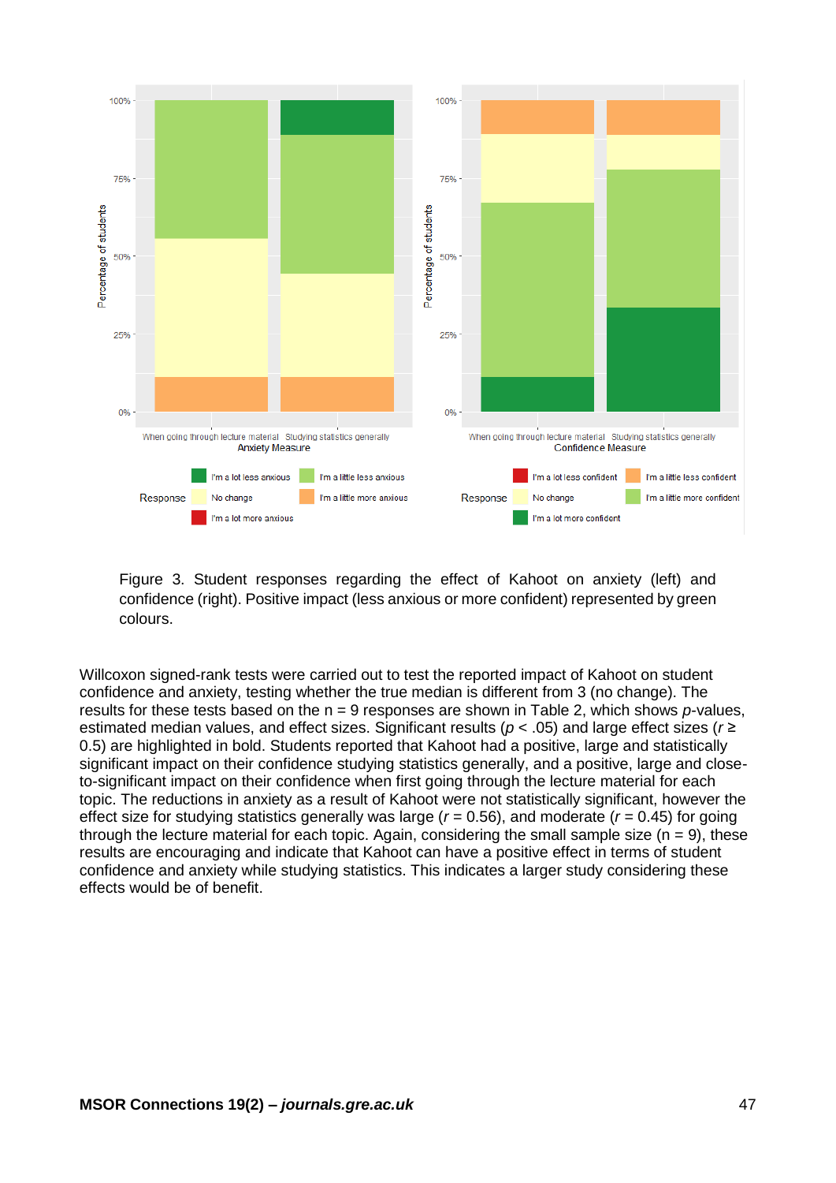Figure 3. Student responses regarding the effect of Kahoot on anxiety (left) and confidence (right). Positive impact (less anxious or more confident) represented by green colours.

Willcoxon signed-rank tests were carried out to test the reported impact of Kahoot on student confidence and anxiety, testing whether the true median is different from 3 (no change). The results for these tests based on the n = 9 responses are shown in Table 2, which shows *p*-values, estimated median values, and effect sizes. Significant results ($p < .05$) and large effect sizes ($r \geq 0.5$) are highlighted in bold. Students reported that Kahoot had a positive, large and statistically significant impact on their confidence studying statistics generally, and a positive, large and close-to-significant impact on their confidence when first going through the lecture material for each topic. The reductions in anxiety as a result of Kahoot were not statistically significant, however the effect size for studying statistics generally was large ($r = 0.56$), and moderate ($r = 0.45$) for going through the lecture material for each topic. Again, considering the small sample size (n = 9), these results are encouraging and indicate that Kahoot can have a positive effect in terms of student confidence and anxiety while studying statistics. This indicates a larger study considering these effects would be of benefit.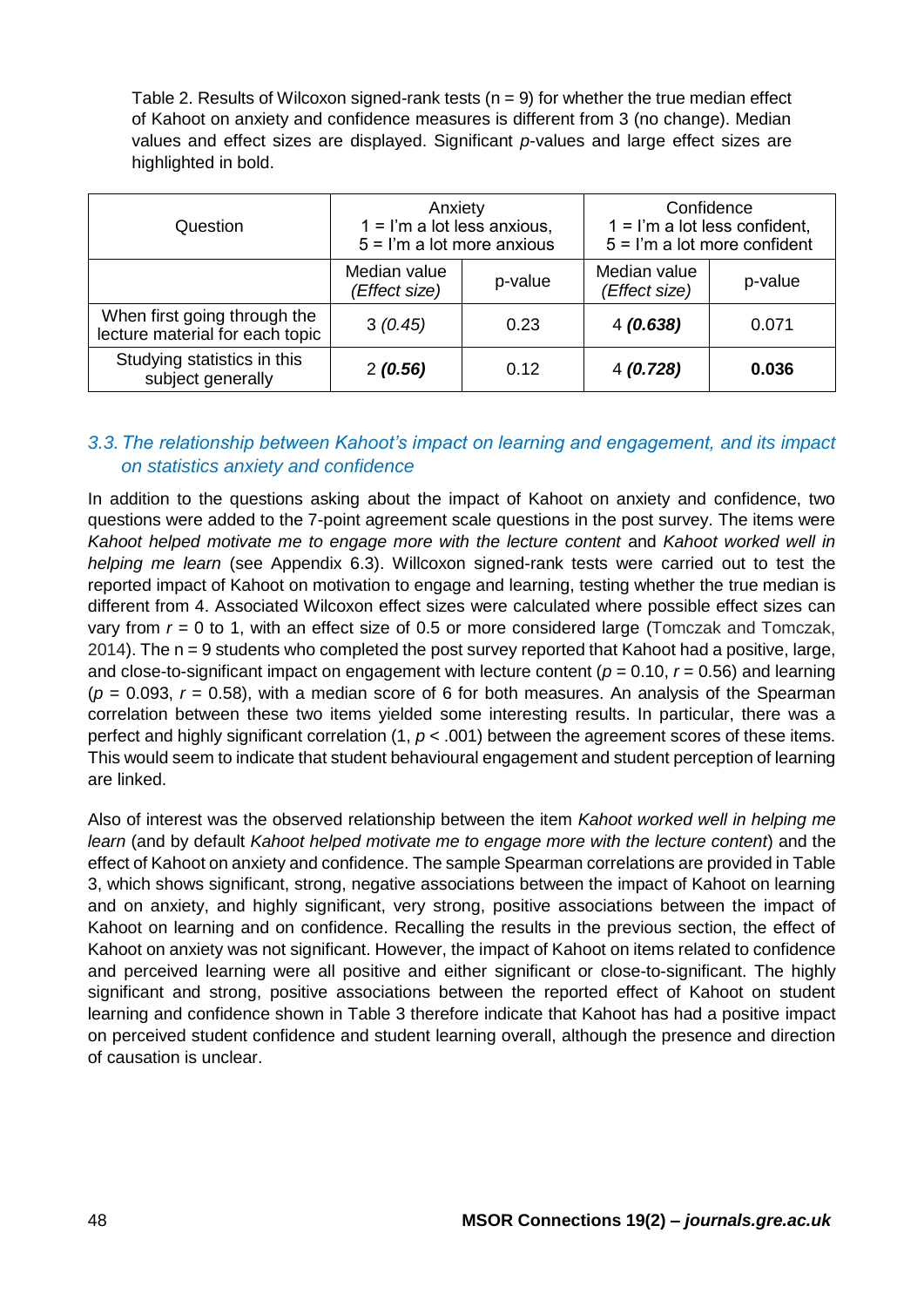Table 2. Results of Wilcoxon signed-rank tests (n = 9) for whether the true median effect of Kahoot on anxiety and confidence measures is different from 3 (no change). Median values and effect sizes are displayed. Significant *p*-values and large effect sizes are highlighted in bold.

| Question | Anxiety<br>1 = I'm a lot less anxious,<br>5 = I'm a lot more anxious | | Confidence<br>1 = I'm a lot less confident,<br>5 = I'm a lot more confident | |
|---|---|---|---|---|
| | Median value *(Effect size)* | p-value | Median value *(Effect size)* | p-value |
| When first going through the lecture material for each topic | 3 *(0.45)* | 0.23 | 4 ***(0.638)*** | 0.071 |
| Studying statistics in this subject generally | 2 ***(0.56)*** | 0.12 | 4 ***(0.728)*** | **0.036** |

### 3.3. The relationship between Kahoot's impact on learning and engagement, and its impact on statistics anxiety and confidence

In addition to the questions asking about the impact of Kahoot on anxiety and confidence, two questions were added to the 7-point agreement scale questions in the post survey. The items were *Kahoot helped motivate me to engage more with the lecture content* and *Kahoot worked well in helping me learn* (see Appendix 6.3). Willcoxon signed-rank tests were carried out to test the reported impact of Kahoot on motivation to engage and learning, testing whether the true median is different from 4. Associated Wilcoxon effect sizes were calculated where possible effect sizes can vary from $r = 0$ to 1, with an effect size of 0.5 or more considered large (Tomczak and Tomczak, 2014). The n = 9 students who completed the post survey reported that Kahoot had a positive, large, and close-to-significant impact on engagement with lecture content ($p = 0.10$, $r = 0.56$) and learning ($p = 0.093$, $r = 0.58$), with a median score of 6 for both measures. An analysis of the Spearman correlation between these two items yielded some interesting results. In particular, there was a perfect and highly significant correlation (1, $p < .001$) between the agreement scores of these items. This would seem to indicate that student behavioural engagement and student perception of learning are linked.

Also of interest was the observed relationship between the item *Kahoot worked well in helping me learn* (and by default *Kahoot helped motivate me to engage more with the lecture content*) and the effect of Kahoot on anxiety and confidence. The sample Spearman correlations are provided in Table 3, which shows significant, strong, negative associations between the impact of Kahoot on learning and on anxiety, and highly significant, very strong, positive associations between the impact of Kahoot on learning and on confidence. Recalling the results in the previous section, the effect of Kahoot on anxiety was not significant. However, the impact of Kahoot on items related to confidence and perceived learning were all positive and either significant or close-to-significant. The highly significant and strong, positive associations between the reported effect of Kahoot on student learning and confidence shown in Table 3 therefore indicate that Kahoot has had a positive impact on perceived student confidence and student learning overall, although the presence and direction of causation is unclear.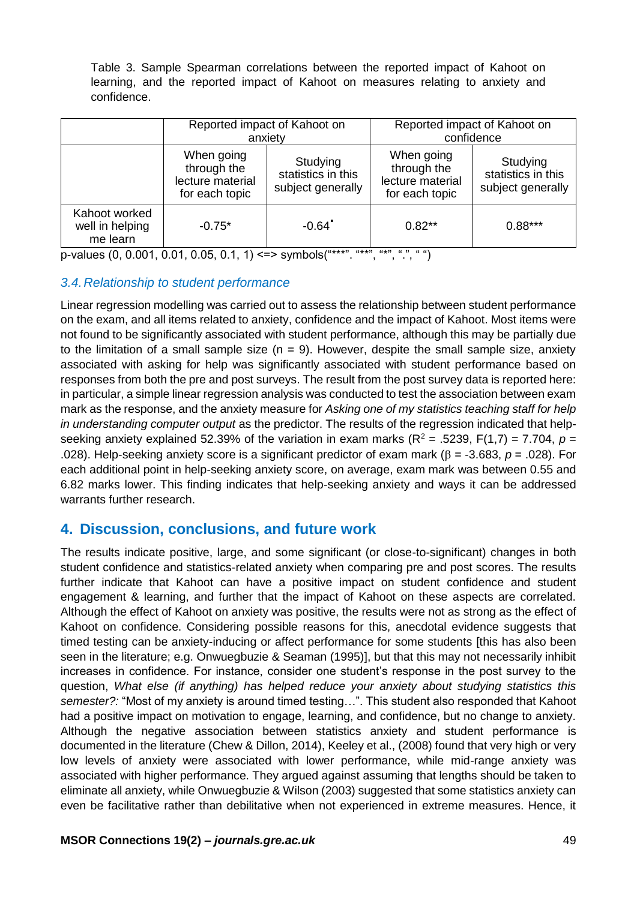Table 3. Sample Spearman correlations between the reported impact of Kahoot on learning, and the reported impact of Kahoot on measures relating to anxiety and confidence.

| | Reported impact of Kahoot on anxiety | | Reported impact of Kahoot on confidence | |
|---|---|---|---|---|
| | When going through the lecture material for each topic | Studying statistics in this subject generally | When going through the lecture material for each topic | Studying statistics in this subject generally |
| Kahoot worked well in helping me learn | -0.75* | -0.64. | 0.82** | 0.88*** |

p-values (0, 0.001, 0.01, 0.05, 0.1, 1) <=> symbols("***". "**", "*", ".", " ")

### 3.4. Relationship to student performance

Linear regression modelling was carried out to assess the relationship between student performance on the exam, and all items related to anxiety, confidence and the impact of Kahoot. Most items were not found to be significantly associated with student performance, although this may be partially due to the limitation of a small sample size ($n = 9$). However, despite the small sample size, anxiety associated with asking for help was significantly associated with student performance based on responses from both the pre and post surveys. The result from the post survey data is reported here: in particular, a simple linear regression analysis was conducted to test the association between exam mark as the response, and the anxiety measure for *Asking one of my statistics teaching staff for help in understanding computer output* as the predictor. The results of the regression indicated that help-seeking anxiety explained 52.39% of the variation in exam marks ($R^2 = .5239$, $F(1,7) = 7.704$, $p = .028$). Help-seeking anxiety score is a significant predictor of exam mark ($\beta = -3.683$, $p = .028$). For each additional point in help-seeking anxiety score, on average, exam mark was between 0.55 and 6.82 marks lower. This finding indicates that help-seeking anxiety and ways it can be addressed warrants further research.

## 4. Discussion, conclusions, and future work

The results indicate positive, large, and some significant (or close-to-significant) changes in both student confidence and statistics-related anxiety when comparing pre and post scores. The results further indicate that Kahoot can have a positive impact on student confidence and student engagement & learning, and further that the impact of Kahoot on these aspects are correlated. Although the effect of Kahoot on anxiety was positive, the results were not as strong as the effect of Kahoot on confidence. Considering possible reasons for this, anecdotal evidence suggests that timed testing can be anxiety-inducing or affect performance for some students [this has also been seen in the literature; e.g. Onwuegbuzie & Seaman (1995)], but that this may not necessarily inhibit increases in confidence. For instance, consider one student's response in the post survey to the question, *What else (if anything) has helped reduce your anxiety about studying statistics this semester?:* "Most of my anxiety is around timed testing…". This student also responded that Kahoot had a positive impact on motivation to engage, learning, and confidence, but no change to anxiety. Although the negative association between statistics anxiety and student performance is documented in the literature (Chew & Dillon, 2014), Keeley et al., (2008) found that very high or very low levels of anxiety were associated with lower performance, while mid-range anxiety was associated with higher performance. They argued against assuming that lengths should be taken to eliminate all anxiety, while Onwuegbuzie & Wilson (2003) suggested that some statistics anxiety can even be facilitative rather than debilitative when not experienced in extreme measures. Hence, it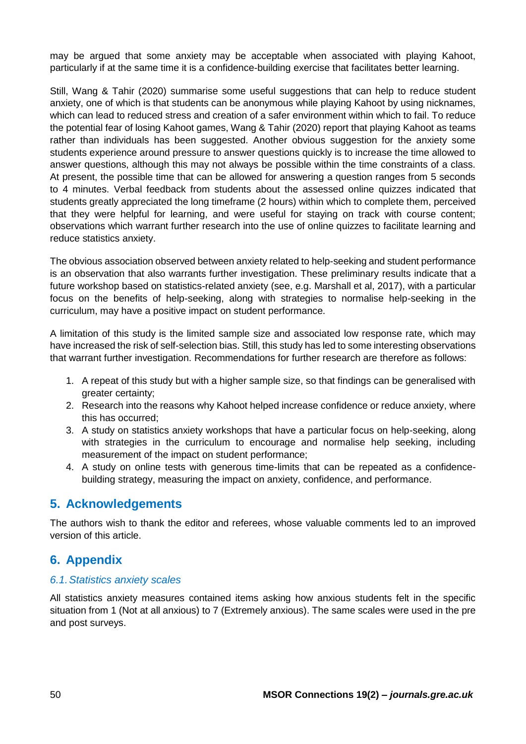may be argued that some anxiety may be acceptable when associated with playing Kahoot, particularly if at the same time it is a confidence-building exercise that facilitates better learning.

Still, Wang & Tahir (2020) summarise some useful suggestions that can help to reduce student anxiety, one of which is that students can be anonymous while playing Kahoot by using nicknames, which can lead to reduced stress and creation of a safer environment within which to fail. To reduce the potential fear of losing Kahoot games, Wang & Tahir (2020) report that playing Kahoot as teams rather than individuals has been suggested. Another obvious suggestion for the anxiety some students experience around pressure to answer questions quickly is to increase the time allowed to answer questions, although this may not always be possible within the time constraints of a class. At present, the possible time that can be allowed for answering a question ranges from 5 seconds to 4 minutes. Verbal feedback from students about the assessed online quizzes indicated that students greatly appreciated the long timeframe (2 hours) within which to complete them, perceived that they were helpful for learning, and were useful for staying on track with course content; observations which warrant further research into the use of online quizzes to facilitate learning and reduce statistics anxiety.

The obvious association observed between anxiety related to help-seeking and student performance is an observation that also warrants further investigation. These preliminary results indicate that a future workshop based on statistics-related anxiety (see, e.g. Marshall et al, 2017), with a particular focus on the benefits of help-seeking, along with strategies to normalise help-seeking in the curriculum, may have a positive impact on student performance.

A limitation of this study is the limited sample size and associated low response rate, which may have increased the risk of self-selection bias. Still, this study has led to some interesting observations that warrant further investigation. Recommendations for further research are therefore as follows:

1. A repeat of this study but with a higher sample size, so that findings can be generalised with greater certainty;
2. Research into the reasons why Kahoot helped increase confidence or reduce anxiety, where this has occurred;
3. A study on statistics anxiety workshops that have a particular focus on help-seeking, along with strategies in the curriculum to encourage and normalise help seeking, including measurement of the impact on student performance;
4. A study on online tests with generous time-limits that can be repeated as a confidence-building strategy, measuring the impact on anxiety, confidence, and performance.

## 5. Acknowledgements

The authors wish to thank the editor and referees, whose valuable comments led to an improved version of this article.

## 6. Appendix

### 6.1. Statistics anxiety scales

All statistics anxiety measures contained items asking how anxious students felt in the specific situation from 1 (Not at all anxious) to 7 (Extremely anxious). The same scales were used in the pre and post surveys.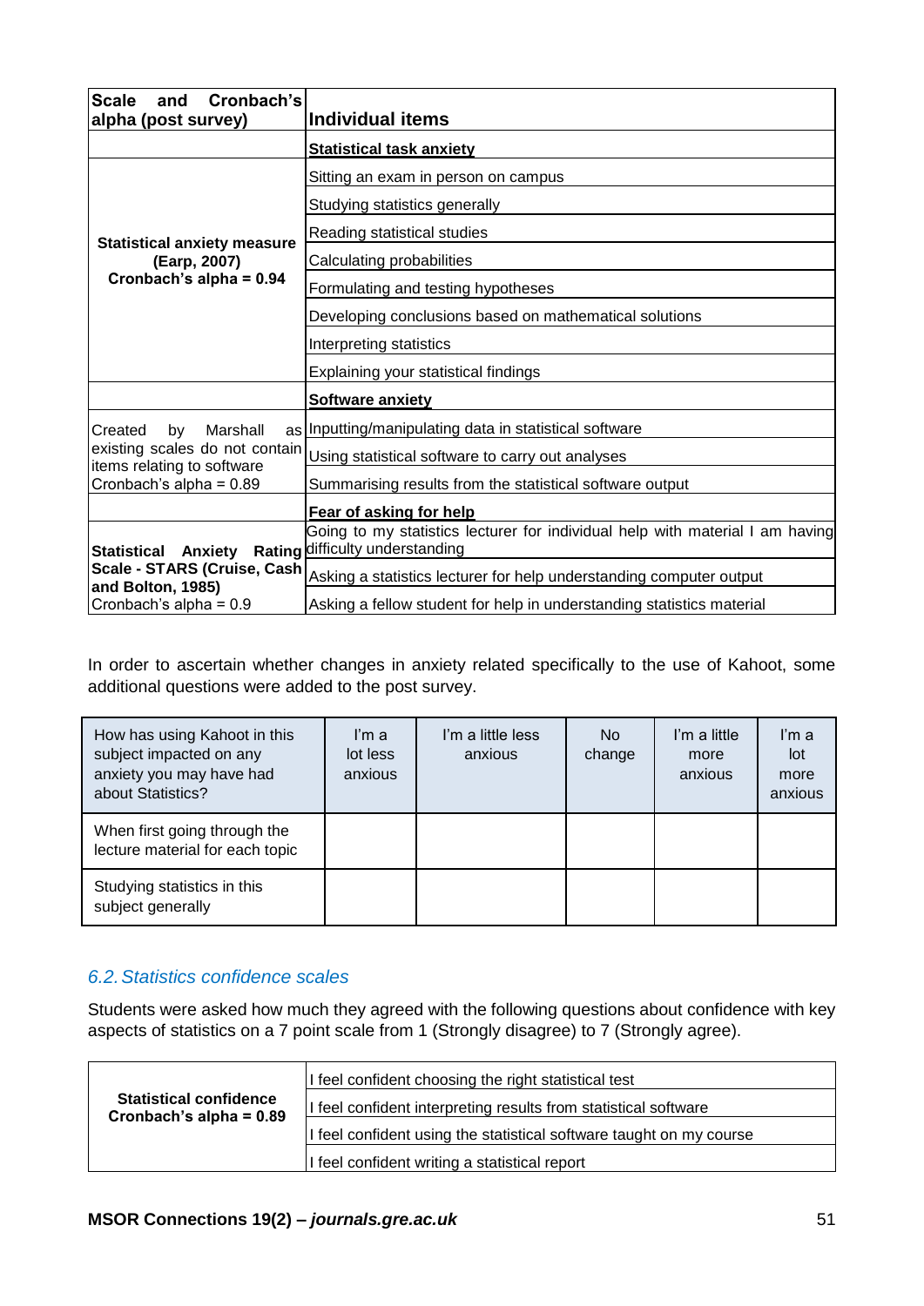| Scale and Cronbach's alpha (post survey) | Individual items |
|---|---|
| | **Statistical task anxiety** |
| **Statistical anxiety measure (Earp, 2007) Cronbach's alpha = 0.94** | Sitting an exam in person on campus |
| | Studying statistics generally |
| | Reading statistical studies |
| | Calculating probabilities |
| | Formulating and testing hypotheses |
| | Developing conclusions based on mathematical solutions |
| | Interpreting statistics |
| | Explaining your statistical findings |
| | **Software anxiety** |
| Created by Marshall as existing scales do not contain items relating to software Cronbach's alpha = 0.89 | Inputting/manipulating data in statistical software |
| | Using statistical software to carry out analyses |
| | Summarising results from the statistical software output |
| | **Fear of asking for help** |
| **Statistical Anxiety Rating Scale - STARS (Cruise, Cash and Bolton, 1985)** Cronbach's alpha = 0.9 | Going to my statistics lecturer for individual help with material I am having difficulty understanding |
| | Asking a statistics lecturer for help understanding computer output |
| | Asking a fellow student for help in understanding statistics material |

In order to ascertain whether changes in anxiety related specifically to the use of Kahoot, some additional questions were added to the post survey.

| How has using Kahoot in this subject impacted on any anxiety you may have had about Statistics? | I'm a lot less anxious | I'm a little less anxious | No change | I'm a little more anxious | I'm a lot more anxious |
|---|---|---|---|---|---|
| When first going through the lecture material for each topic | | | | | |
| Studying statistics in this subject generally | | | | | |

### *6.2. Statistics confidence scales*

Students were asked how much they agreed with the following questions about confidence with key aspects of statistics on a 7 point scale from 1 (Strongly disagree) to 7 (Strongly agree).

| **Statistical confidence Cronbach's alpha = 0.89** | I feel confident choosing the right statistical test |
|---|---|
| | I feel confident interpreting results from statistical software |
| | I feel confident using the statistical software taught on my course |
| | I feel confident writing a statistical report |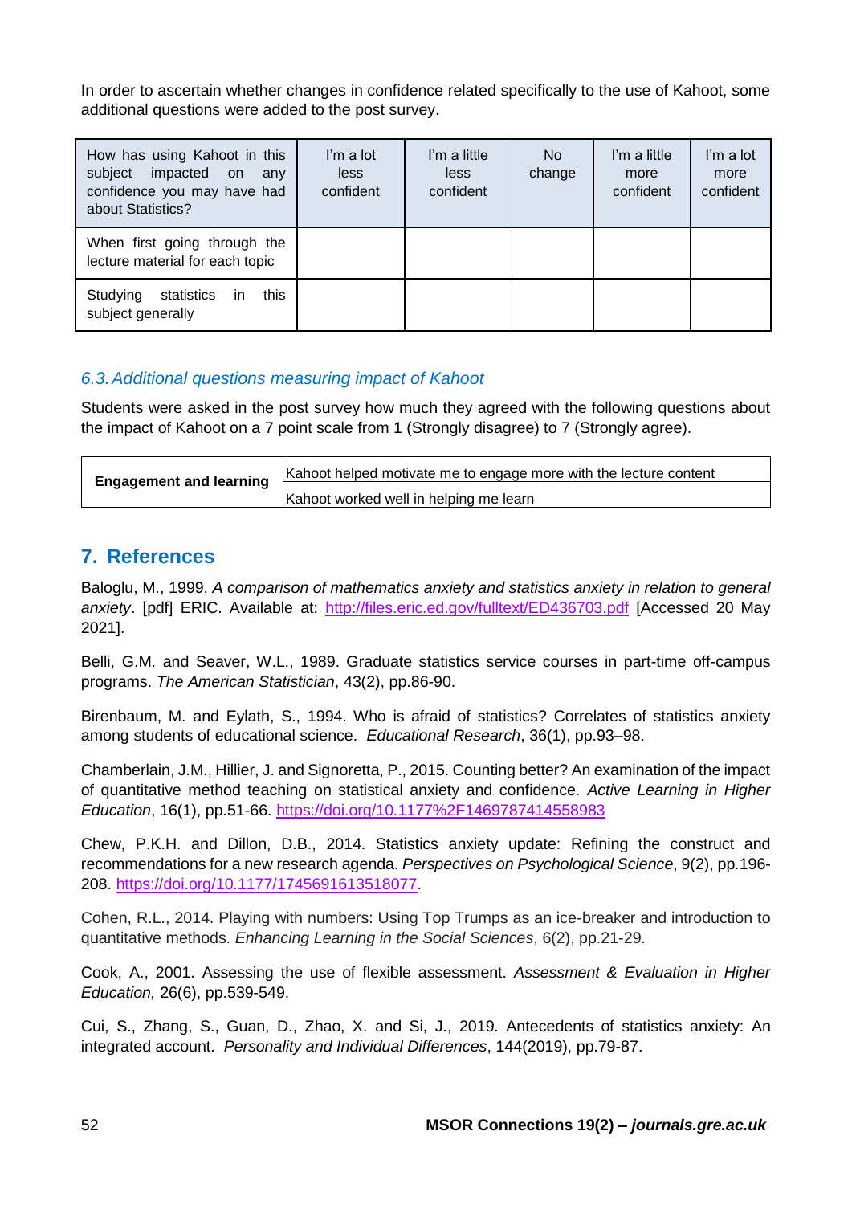In order to ascertain whether changes in confidence related specifically to the use of Kahoot, some additional questions were added to the post survey.

| How has using Kahoot in this subject impacted on any confidence you may have had about Statistics? | I'm a lot less confident | I'm a little less confident | No change | I'm a little more confident | I'm a lot more confident |
|---|---|---|---|---|---|
| When first going through the lecture material for each topic | | | | | |
| Studying statistics in this subject generally | | | | | |

### 6.3. Additional questions measuring impact of Kahoot

Students were asked in the post survey how much they agreed with the following questions about the impact of Kahoot on a 7 point scale from 1 (Strongly disagree) to 7 (Strongly agree).

| | |
|---|---|
| **Engagement and learning** | Kahoot helped motivate me to engage more with the lecture content |
| | Kahoot worked well in helping me learn |

## 7. References

Baloglu, M., 1999. *A comparison of mathematics anxiety and statistics anxiety in relation to general anxiety*. [pdf] ERIC. Available at: http://files.eric.ed.gov/fulltext/ED436703.pdf [Accessed 20 May 2021].

Belli, G.M. and Seaver, W.L., 1989. Graduate statistics service courses in part-time off-campus programs. *The American Statistician*, 43(2), pp.86-90.

Birenbaum, M. and Eylath, S., 1994. Who is afraid of statistics? Correlates of statistics anxiety among students of educational science. *Educational Research*, 36(1), pp.93–98.

Chamberlain, J.M., Hillier, J. and Signoretta, P., 2015. Counting better? An examination of the impact of quantitative method teaching on statistical anxiety and confidence. *Active Learning in Higher Education*, 16(1), pp.51-66. https://doi.org/10.1177%2F1469787414558983

Chew, P.K.H. and Dillon, D.B., 2014. Statistics anxiety update: Refining the construct and recommendations for a new research agenda. *Perspectives on Psychological Science*, 9(2), pp.196-208. https://doi.org/10.1177/1745691613518077.

Cohen, R.L., 2014. Playing with numbers: Using Top Trumps as an ice-breaker and introduction to quantitative methods. *Enhancing Learning in the Social Sciences*, 6(2), pp.21-29.

Cook, A., 2001. Assessing the use of flexible assessment. *Assessment & Evaluation in Higher Education,* 26(6), pp.539-549.

Cui, S., Zhang, S., Guan, D., Zhao, X. and Si, J., 2019. Antecedents of statistics anxiety: An integrated account. *Personality and Individual Differences*, 144(2019), pp.79-87.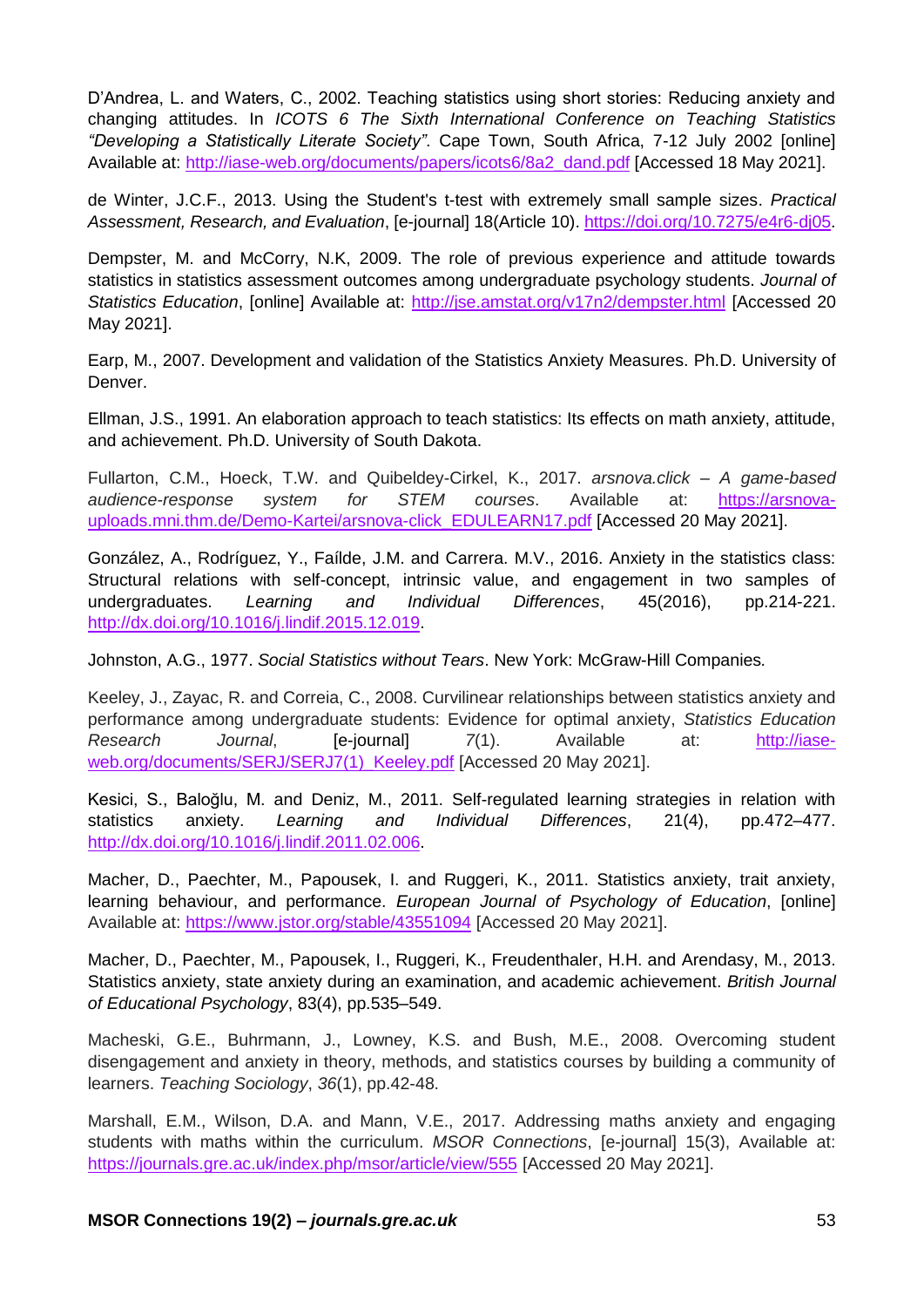D'Andrea, L. and Waters, C., 2002. Teaching statistics using short stories: Reducing anxiety and changing attitudes. In *ICOTS 6 The Sixth International Conference on Teaching Statistics "Developing a Statistically Literate Society"*. Cape Town, South Africa, 7-12 July 2002 [online] Available at: http://iase-web.org/documents/papers/icots6/8a2_dand.pdf [Accessed 18 May 2021].

de Winter, J.C.F., 2013. Using the Student's t-test with extremely small sample sizes. *Practical Assessment, Research, and Evaluation*, [e-journal] 18(Article 10). https://doi.org/10.7275/e4r6-dj05.

Dempster, M. and McCorry, N.K, 2009. The role of previous experience and attitude towards statistics in statistics assessment outcomes among undergraduate psychology students. *Journal of Statistics Education*, [online] Available at: http://jse.amstat.org/v17n2/dempster.html [Accessed 20 May 2021].

Earp, M., 2007. Development and validation of the Statistics Anxiety Measures. Ph.D. University of Denver.

Ellman, J.S., 1991. An elaboration approach to teach statistics: Its effects on math anxiety, attitude, and achievement. Ph.D. University of South Dakota.

Fullarton, C.M., Hoeck, T.W. and Quibeldey-Cirkel, K., 2017. *arsnova.click – A game-based audience-response system for STEM courses*. Available at: https://arsnova-uploads.mni.thm.de/Demo-Kartei/arsnova-click_EDULEARN17.pdf [Accessed 20 May 2021].

González, A., Rodríguez, Y., Faílde, J.M. and Carrera. M.V., 2016. Anxiety in the statistics class: Structural relations with self-concept, intrinsic value, and engagement in two samples of undergraduates. *Learning and Individual Differences*, 45(2016), pp.214-221. http://dx.doi.org/10.1016/j.lindif.2015.12.019.

Johnston, A.G., 1977. *Social Statistics without Tears*. New York: McGraw-Hill Companies*.*

Keeley, J., Zayac, R. and Correia, C., 2008. Curvilinear relationships between statistics anxiety and performance among undergraduate students: Evidence for optimal anxiety, *Statistics Education Research Journal*, [e-journal] *7*(1). Available at: http://iase-web.org/documents/SERJ/SERJ7(1)_Keeley.pdf [Accessed 20 May 2021].

Kesici, S., Baloğlu, M. and Deniz, M., 2011. Self-regulated learning strategies in relation with statistics anxiety. *Learning and Individual Differences*, 21(4), pp.472–477. http://dx.doi.org/10.1016/j.lindif.2011.02.006.

Macher, D., Paechter, M., Papousek, I. and Ruggeri, K., 2011. Statistics anxiety, trait anxiety, learning behaviour, and performance. *European Journal of Psychology of Education*, [online] Available at: https://www.jstor.org/stable/43551094 [Accessed 20 May 2021].

Macher, D., Paechter, M., Papousek, I., Ruggeri, K., Freudenthaler, H.H. and Arendasy, M., 2013. Statistics anxiety, state anxiety during an examination, and academic achievement. *British Journal of Educational Psychology*, 83(4), pp.535–549.

Macheski, G.E., Buhrmann, J., Lowney, K.S. and Bush, M.E., 2008. Overcoming student disengagement and anxiety in theory, methods, and statistics courses by building a community of learners. *Teaching Sociology*, *36*(1), pp.42-48.

Marshall, E.M., Wilson, D.A. and Mann, V.E., 2017. Addressing maths anxiety and engaging students with maths within the curriculum. *MSOR Connections*, [e-journal] 15(3), Available at: https://journals.gre.ac.uk/index.php/msor/article/view/555 [Accessed 20 May 2021].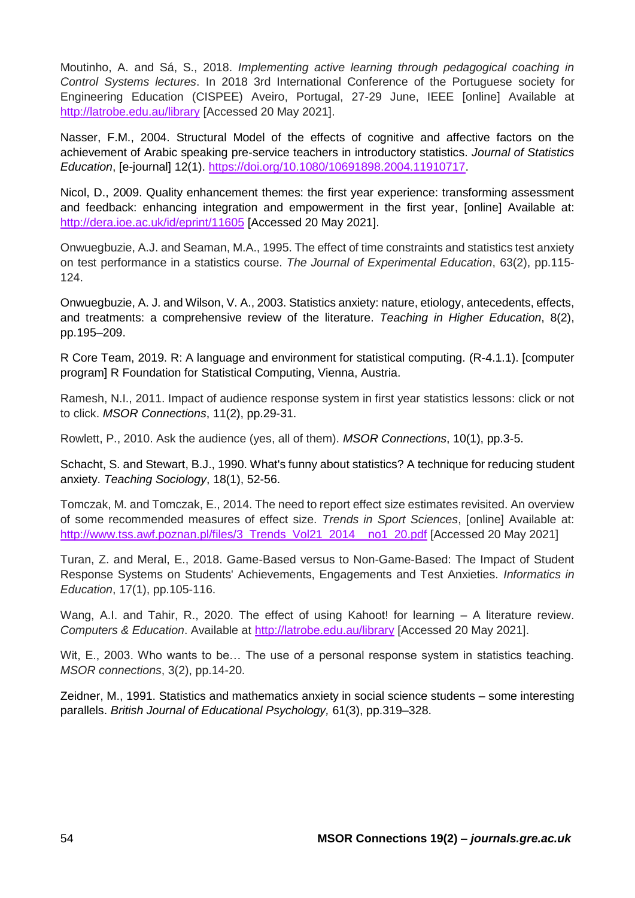Moutinho, A. and Sá, S., 2018. *Implementing active learning through pedagogical coaching in Control Systems lectures*. In 2018 3rd International Conference of the Portuguese society for Engineering Education (CISPEE) Aveiro, Portugal, 27-29 June, IEEE [online] Available at [http://latrobe.edu.au/library](http://latrobe.edu.au/library) [Accessed 20 May 2021].

Nasser, F.M., 2004. Structural Model of the effects of cognitive and affective factors on the achievement of Arabic speaking pre-service teachers in introductory statistics. *Journal of Statistics Education*, [e-journal] 12(1). [https://doi.org/10.1080/10691898.2004.11910717](https://doi.org/10.1080/10691898.2004.11910717).

Nicol, D., 2009. Quality enhancement themes: the first year experience: transforming assessment and feedback: enhancing integration and empowerment in the first year, [online] Available at: [http://dera.ioe.ac.uk/id/eprint/11605](http://dera.ioe.ac.uk/id/eprint/11605) [Accessed 20 May 2021].

Onwuegbuzie, A.J. and Seaman, M.A., 1995. The effect of time constraints and statistics test anxiety on test performance in a statistics course. *The Journal of Experimental Education*, 63(2), pp.115-124.

Onwuegbuzie, A. J. and Wilson, V. A., 2003. Statistics anxiety: nature, etiology, antecedents, effects, and treatments: a comprehensive review of the literature. *Teaching in Higher Education*, 8(2), pp.195–209.

R Core Team, 2019. R: A language and environment for statistical computing. (R-4.1.1). [computer program] R Foundation for Statistical Computing, Vienna, Austria.

Ramesh, N.I., 2011. Impact of audience response system in first year statistics lessons: click or not to click. *MSOR Connections*, 11(2), pp.29-31.

Rowlett, P., 2010. Ask the audience (yes, all of them). *MSOR Connections*, 10(1), pp.3-5.

Schacht, S. and Stewart, B.J., 1990. What's funny about statistics? A technique for reducing student anxiety. *Teaching Sociology*, 18(1), 52-56.

Tomczak, M. and Tomczak, E., 2014. The need to report effect size estimates revisited. An overview of some recommended measures of effect size. *Trends in Sport Sciences*, [online] Available at: [http://www.tss.awf.poznan.pl/files/3_Trends_Vol21_2014__no1_20.pdf](http://www.tss.awf.poznan.pl/files/3_Trends_Vol21_2014__no1_20.pdf) [Accessed 20 May 2021]

Turan, Z. and Meral, E., 2018. Game-Based versus to Non-Game-Based: The Impact of Student Response Systems on Students' Achievements, Engagements and Test Anxieties. *Informatics in Education*, 17(1), pp.105-116.

Wang, A.I. and Tahir, R., 2020. The effect of using Kahoot! for learning – A literature review. *Computers & Education*. Available at [http://latrobe.edu.au/library](http://latrobe.edu.au/library) [Accessed 20 May 2021].

Wit, E., 2003. Who wants to be… The use of a personal response system in statistics teaching. *MSOR connections*, 3(2), pp.14-20.

Zeidner, M., 1991. Statistics and mathematics anxiety in social science students – some interesting parallels. *British Journal of Educational Psychology,* 61(3), pp.319–328.